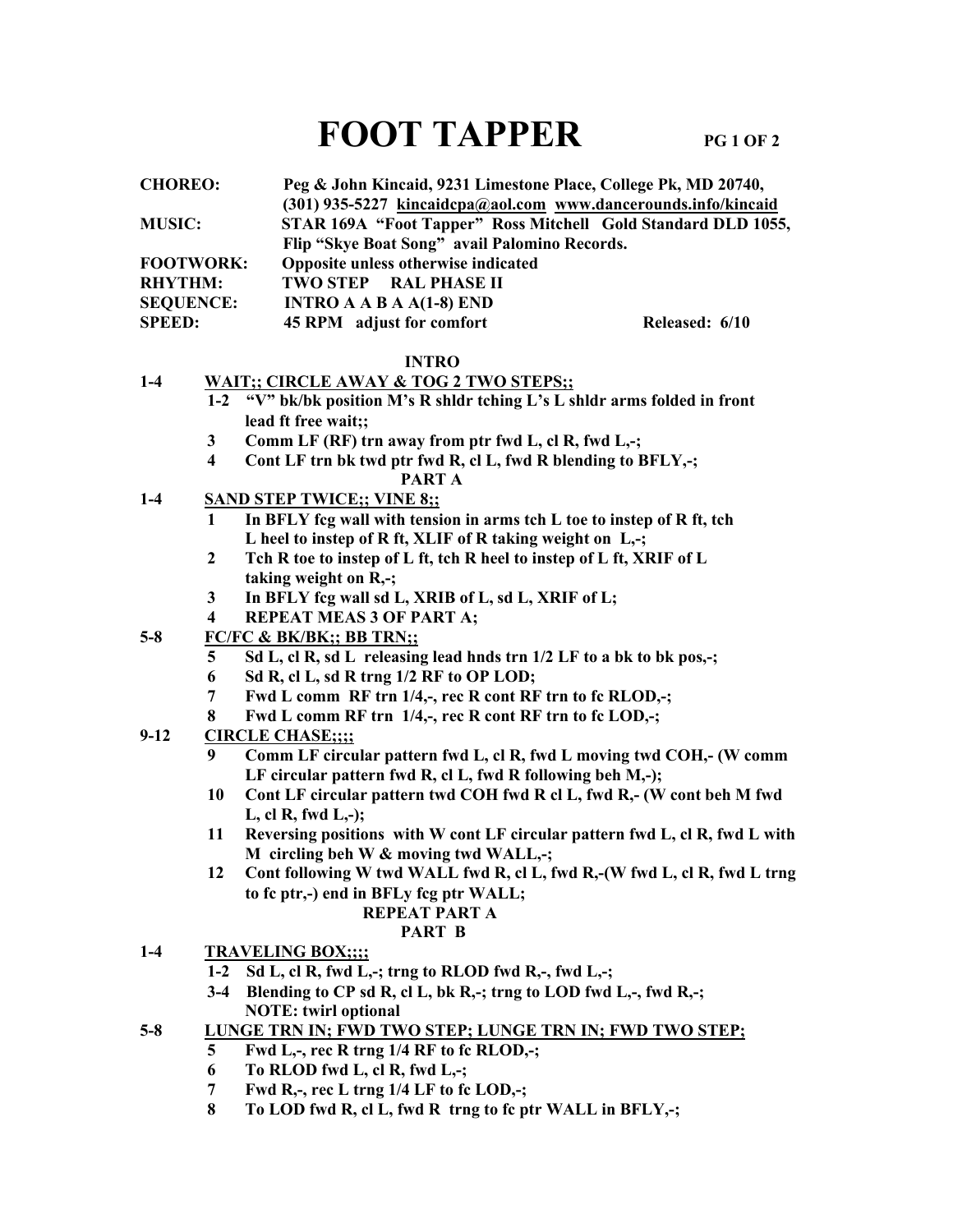# FOOT TAPPER

**CHOREO:** Peg & John Kincaid, 9231 Limestone Place, College Pk, MD 20740, (301) 935-5227 kincaidcpa@aol.com www.dancerounds.info/kincaid

**MUSIC:** STAR 169A "Foot Tapper" Ross Mitchell Gold Standard DLD 1055, Flip "Skye Boat Song" avail Palomino Records.

**FOOTWORK:** Opposite unless otherwise indicated

**RHYTHM:** TWO STEP RAL PHASE II

**SEQUENCE:** INTRO A A B A A(1-8) END

**SPEED:** 45 RPM adjust for comfort — Released: 6/10

## INTRO

**1-4 WAIT;; CIRCLE AWAY & TOG 2 TWO STEPS;;**

- 1-2 "V" bk/bk position M's R shldr tching L's L shldr arms folded in front lead ft free wait;;
- 3 Comm LF (RF) trn away from ptr fwd L, cl R, fwd L,-;
- 4 Cont LF trn bk twd ptr fwd R, cl L, fwd R blending to BFLY,-;

## PART A

**1-4 SAND STEP TWICE;; VINE 8;;**

- 1 In BFLY fcg wall with tension in arms tch L toe to instep of R ft, tch L heel to instep of R ft, XLIF of R taking weight on L,-;
- 2 Tch R toe to instep of L ft, tch R heel to instep of L ft, XRIF of L taking weight on R,-;
- 3 In BFLY fcg wall sd L, XRIB of L, sd L, XRIF of L;
- 4 REPEAT MEAS 3 OF PART A;

**5-8 FC/FC & BK/BK;; BB TRN;;**

- 5 Sd L, cl R, sd L releasing lead hnds trn 1/2 LF to a bk to bk pos,-;
- 6 Sd R, cl L, sd R trng 1/2 RF to OP LOD;
- 7 Fwd L comm RF trn 1/4,-, rec R cont RF trn to fc RLOD,-;
- 8 Fwd L comm RF trn 1/4,-, rec R cont RF trn to fc LOD,-;

**9-12 CIRCLE CHASE;;;;**

- 9 Comm LF circular pattern fwd L, cl R, fwd L moving twd COH,- (W comm LF circular pattern fwd R, cl L, fwd R following beh M,-);
- 10 Cont LF circular pattern twd COH fwd R cl L, fwd R,- (W cont beh M fwd L, cl R, fwd L,-);
- 11 Reversing positions with W cont LF circular pattern fwd L, cl R, fwd L with M circling beh W & moving twd WALL,-;
- 12 Cont following W twd WALL fwd R, cl L, fwd R,-(W fwd L, cl R, fwd L trng to fc ptr,-) end in BFLy fcg ptr WALL;

**REPEAT PART A**

## PART B

**1-4 TRAVELING BOX;;;;**

- 1-2 Sd L, cl R, fwd L,-; trng to RLOD fwd R,-, fwd L,-;
- 3-4 Blending to CP sd R, cl L, bk R,-; trng to LOD fwd L,-, fwd R,-;
  NOTE: twirl optional

**5-8 LUNGE TRN IN; FWD TWO STEP; LUNGE TRN IN; FWD TWO STEP;**

- 5 Fwd L,-, rec R trng 1/4 RF to fc RLOD,-;
- 6 To RLOD fwd L, cl R, fwd L,-;
- 7 Fwd R,-, rec L trng 1/4 LF to fc LOD,-;
- 8 To LOD fwd R, cl L, fwd R trng to fc ptr WALL in BFLY,-;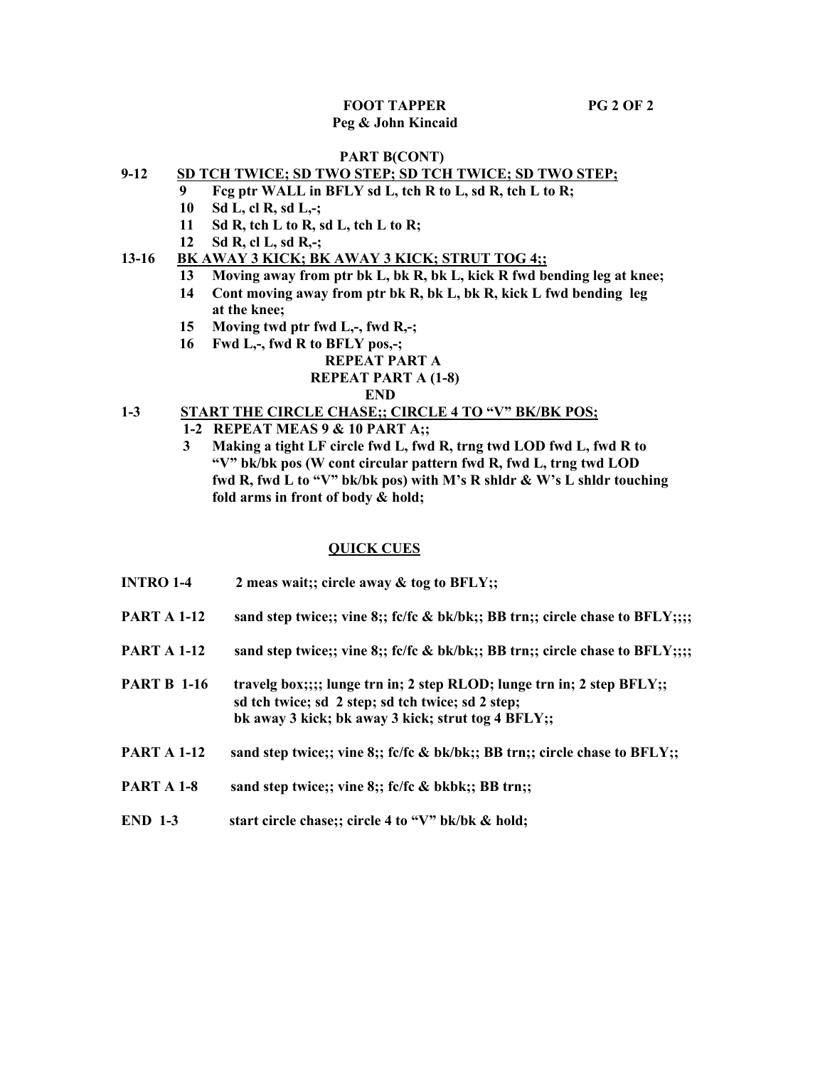**FOOT TAPPER**

**Peg & John Kincaid**

**PART B(CONT)**

**9-12 SD TCH TWICE; SD TWO STEP; SD TCH TWICE; SD TWO STEP;**

- **9** Fcg ptr WALL in BFLY sd L, tch R to L, sd R, tch L to R;
- **10** Sd L, cl R, sd L,-;
- **11** Sd R, tch L to R, sd L, tch L to R;
- **12** Sd R, cl L, sd R,-;

**13-16 BK AWAY 3 KICK; BK AWAY 3 KICK; STRUT TOG 4;;**

- **13** Moving away from ptr bk L, bk R, bk L, kick R fwd bending leg at knee;
- **14** Cont moving away from ptr bk R, bk L, bk R, kick L fwd bending leg at the knee;
- **15** Moving twd ptr fwd L,-, fwd R,-;
- **16** Fwd L,-, fwd R to BFLY pos,-;

**REPEAT PART A**

**REPEAT PART A (1-8)**

**END**

**1-3 START THE CIRCLE CHASE;; CIRCLE 4 TO "V" BK/BK POS;**

- **1-2** REPEAT MEAS 9 & 10 PART A;;
- **3** Making a tight LF circle fwd L, fwd R, trng twd LOD fwd L, fwd R to "V" bk/bk pos (W cont circular pattern fwd R, fwd L, trng twd LOD fwd R, fwd L to "V" bk/bk pos) with M's R shldr & W's L shldr touching fold arms in front of body & hold;

**QUICK CUES**

**INTRO 1-4** 2 meas wait;; circle away & tog to BFLY;;

**PART A 1-12** sand step twice;; vine 8;; fc/fc & bk/bk;; BB trn;; circle chase to BFLY;;;;

**PART A 1-12** sand step twice;; vine 8;; fc/fc & bk/bk;; BB trn;; circle chase to BFLY;;;;

**PART B 1-16** travelg box;;;; lunge trn in; 2 step RLOD; lunge trn in; 2 step BFLY;; sd tch twice; sd 2 step; sd tch twice; sd 2 step; bk away 3 kick; bk away 3 kick; strut tog 4 BFLY;;

**PART A 1-12** sand step twice;; vine 8;; fc/fc & bk/bk;; BB trn;; circle chase to BFLY;;

**PART A 1-8** sand step twice;; vine 8;; fc/fc & bkbk;; BB trn;;

**END 1-3** start circle chase;; circle 4 to "V" bk/bk & hold;